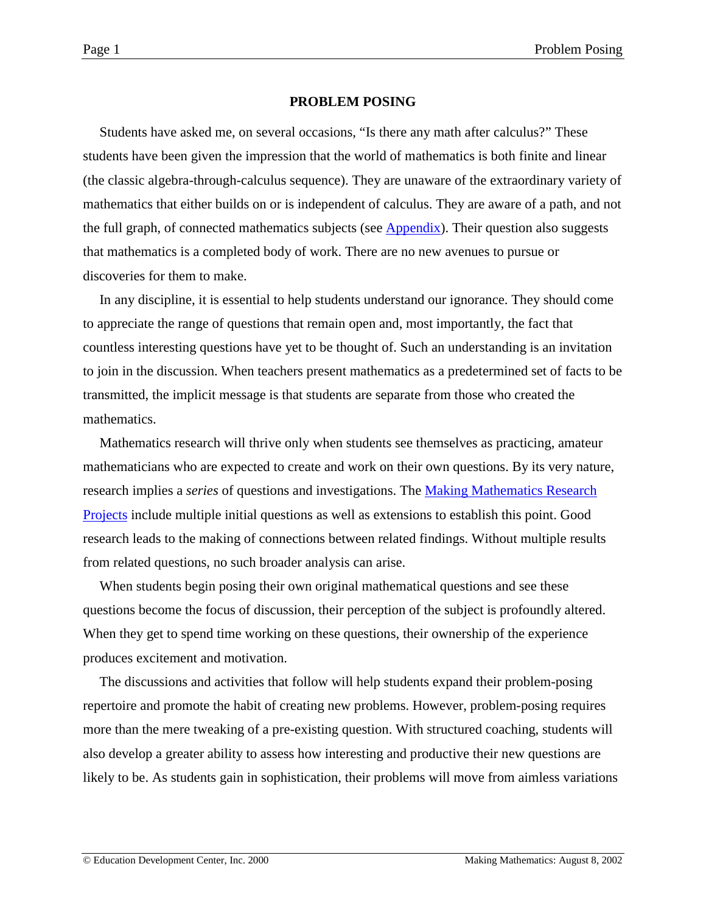# PROBLEM POSING

Students have asked me, on several occasions, “Is there any math after calculus?” These students have been given the impression that the world of mathematics is both finite and linear (the classic algebra-through-calculus sequence). They are unaware of the extraordinary variety of mathematics that either builds on or is independent of calculus. They are aware of a path, and not the full graph, of connected mathematics subjects (see Appendix). Their question also suggests that mathematics is a completed body of work. There are no new avenues to pursue or discoveries for them to make.

In any discipline, it is essential to help students understand our ignorance. They should come to appreciate the range of questions that remain open and, most importantly, the fact that countless interesting questions have yet to be thought of. Such an understanding is an invitation to join in the discussion. When teachers present mathematics as a predetermined set of facts to be transmitted, the implicit message is that students are separate from those who created the mathematics.

Mathematics research will thrive only when students see themselves as practicing, amateur mathematicians who are expected to create and work on their own questions. By its very nature, research implies a *series* of questions and investigations. The Making Mathematics Research Projects include multiple initial questions as well as extensions to establish this point. Good research leads to the making of connections between related findings. Without multiple results from related questions, no such broader analysis can arise.

When students begin posing their own original mathematical questions and see these questions become the focus of discussion, their perception of the subject is profoundly altered. When they get to spend time working on these questions, their ownership of the experience produces excitement and motivation.

The discussions and activities that follow will help students expand their problem-posing repertoire and promote the habit of creating new problems. However, problem-posing requires more than the mere tweaking of a pre-existing question. With structured coaching, students will also develop a greater ability to assess how interesting and productive their new questions are likely to be. As students gain in sophistication, their problems will move from aimless variations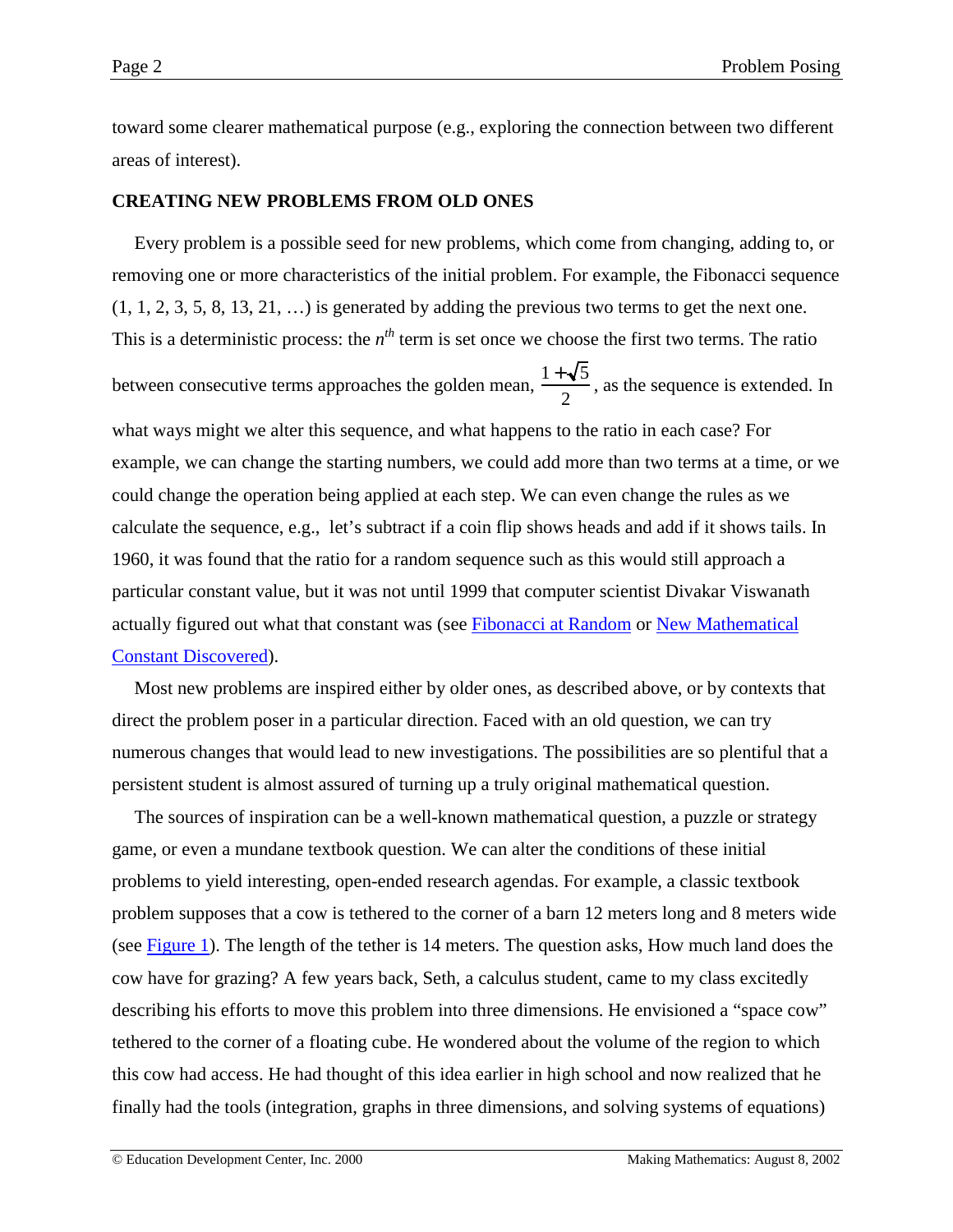toward some clearer mathematical purpose (e.g., exploring the connection between two different areas of interest).

## CREATING NEW PROBLEMS FROM OLD ONES

Every problem is a possible seed for new problems, which come from changing, adding to, or removing one or more characteristics of the initial problem. For example, the Fibonacci sequence (1, 1, 2, 3, 5, 8, 13, 21, …) is generated by adding the previous two terms to get the next one. This is a deterministic process: the $n^{th}$ term is set once we choose the first two terms. The ratio between consecutive terms approaches the golden mean, $\frac{1+\sqrt{5}}{2}$, as the sequence is extended. In what ways might we alter this sequence, and what happens to the ratio in each case? For example, we can change the starting numbers, we could add more than two terms at a time, or we could change the operation being applied at each step. We can even change the rules as we calculate the sequence, e.g., let's subtract if a coin flip shows heads and add if it shows tails. In 1960, it was found that the ratio for a random sequence such as this would still approach a particular constant value, but it was not until 1999 that computer scientist Divakar Viswanath actually figured out what that constant was (see Fibonacci at Random or New Mathematical Constant Discovered).

Most new problems are inspired either by older ones, as described above, or by contexts that direct the problem poser in a particular direction. Faced with an old question, we can try numerous changes that would lead to new investigations. The possibilities are so plentiful that a persistent student is almost assured of turning up a truly original mathematical question.

The sources of inspiration can be a well-known mathematical question, a puzzle or strategy game, or even a mundane textbook question. We can alter the conditions of these initial problems to yield interesting, open-ended research agendas. For example, a classic textbook problem supposes that a cow is tethered to the corner of a barn 12 meters long and 8 meters wide (see Figure 1). The length of the tether is 14 meters. The question asks, How much land does the cow have for grazing? A few years back, Seth, a calculus student, came to my class excitedly describing his efforts to move this problem into three dimensions. He envisioned a "space cow" tethered to the corner of a floating cube. He wondered about the volume of the region to which this cow had access. He had thought of this idea earlier in high school and now realized that he finally had the tools (integration, graphs in three dimensions, and solving systems of equations)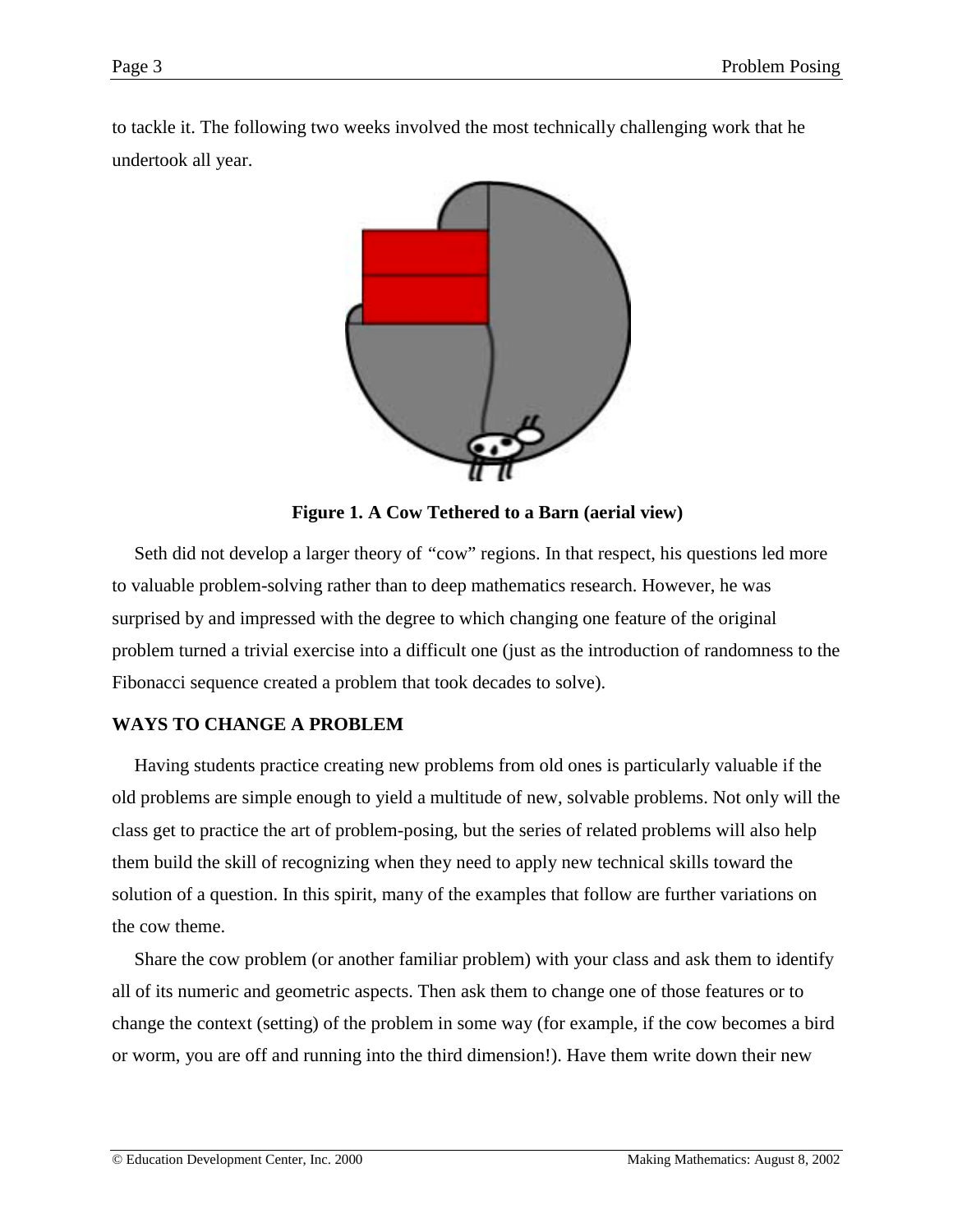to tackle it. The following two weeks involved the most technically challenging work that he undertook all year.

**Figure 1. A Cow Tethered to a Barn (aerial view)**

Seth did not develop a larger theory of "cow" regions. In that respect, his questions led more to valuable problem-solving rather than to deep mathematics research. However, he was surprised by and impressed with the degree to which changing one feature of the original problem turned a trivial exercise into a difficult one (just as the introduction of randomness to the Fibonacci sequence created a problem that took decades to solve).

## WAYS TO CHANGE A PROBLEM

Having students practice creating new problems from old ones is particularly valuable if the old problems are simple enough to yield a multitude of new, solvable problems. Not only will the class get to practice the art of problem-posing, but the series of related problems will also help them build the skill of recognizing when they need to apply new technical skills toward the solution of a question. In this spirit, many of the examples that follow are further variations on the cow theme.

Share the cow problem (or another familiar problem) with your class and ask them to identify all of its numeric and geometric aspects. Then ask them to change one of those features or to change the context (setting) of the problem in some way (for example, if the cow becomes a bird or worm, you are off and running into the third dimension!). Have them write down their new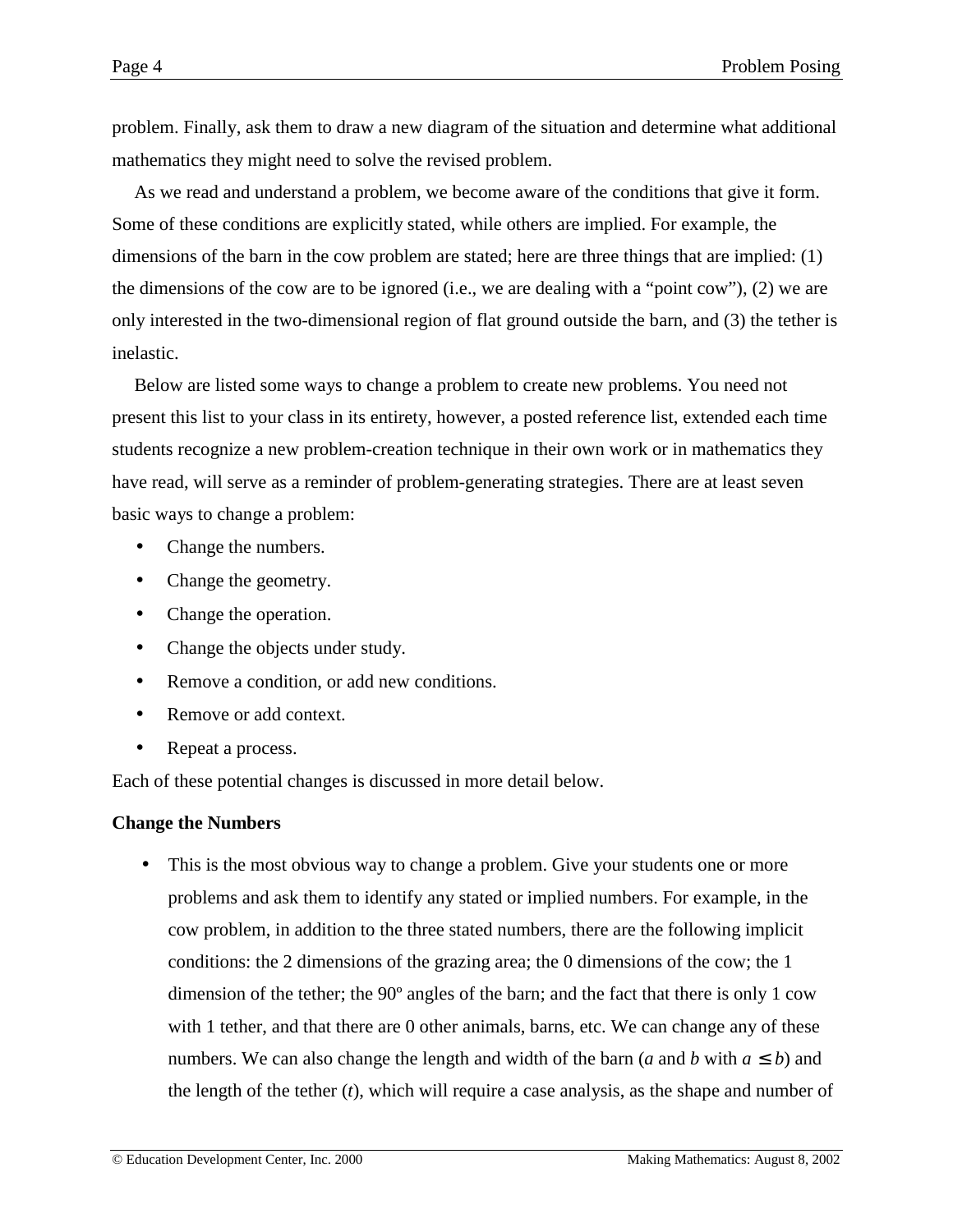problem. Finally, ask them to draw a new diagram of the situation and determine what additional mathematics they might need to solve the revised problem.

As we read and understand a problem, we become aware of the conditions that give it form. Some of these conditions are explicitly stated, while others are implied. For example, the dimensions of the barn in the cow problem are stated; here are three things that are implied: (1) the dimensions of the cow are to be ignored (i.e., we are dealing with a "point cow"), (2) we are only interested in the two-dimensional region of flat ground outside the barn, and (3) the tether is inelastic.

Below are listed some ways to change a problem to create new problems. You need not present this list to your class in its entirety, however, a posted reference list, extended each time students recognize a new problem-creation technique in their own work or in mathematics they have read, will serve as a reminder of problem-generating strategies. There are at least seven basic ways to change a problem:

- Change the numbers.
- Change the geometry.
- Change the operation.
- Change the objects under study.
- Remove a condition, or add new conditions.
- Remove or add context.
- Repeat a process.

Each of these potential changes is discussed in more detail below.

**Change the Numbers**

- This is the most obvious way to change a problem. Give your students one or more problems and ask them to identify any stated or implied numbers. For example, in the cow problem, in addition to the three stated numbers, there are the following implicit conditions: the 2 dimensions of the grazing area; the 0 dimensions of the cow; the 1 dimension of the tether; the 90º angles of the barn; and the fact that there is only 1 cow with 1 tether, and that there are 0 other animals, barns, etc. We can change any of these numbers. We can also change the length and width of the barn ($a$ and $b$ with $a \leq b$) and the length of the tether ($t$), which will require a case analysis, as the shape and number of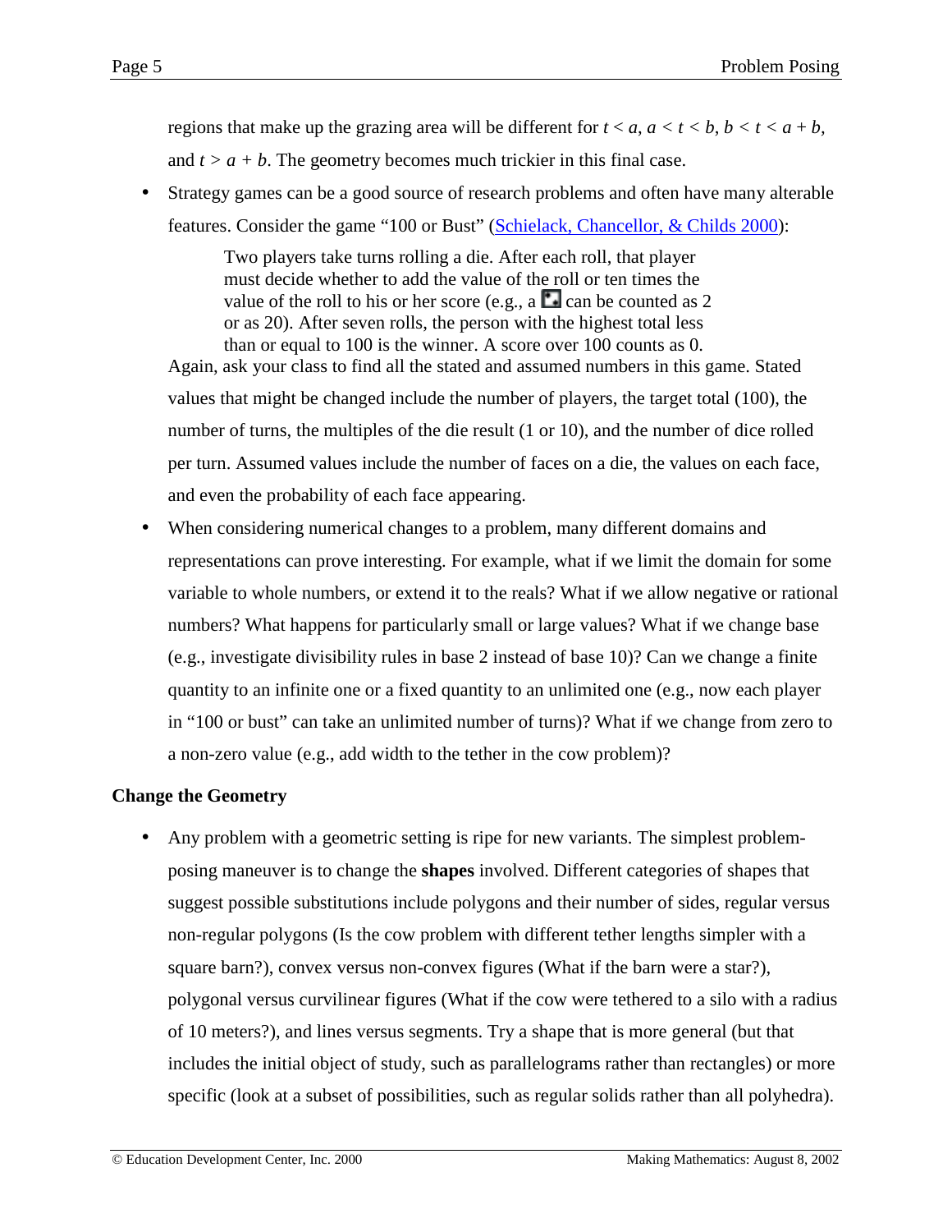regions that make up the grazing area will be different for $t < a$, $a < t < b$, $b < t < a + b$, and $t > a + b$. The geometry becomes much trickier in this final case.

- Strategy games can be a good source of research problems and often have many alterable features. Consider the game "100 or Bust" ([Schielack, Chancellor, & Childs 2000](#)):

  > Two players take turns rolling a die. After each roll, that player must decide whether to add the value of the roll or ten times the value of the roll to his or her score (e.g., a ⚁ can be counted as 2 or as 20). After seven rolls, the person with the highest total less than or equal to 100 is the winner. A score over 100 counts as 0.

  Again, ask your class to find all the stated and assumed numbers in this game. Stated values that might be changed include the number of players, the target total (100), the number of turns, the multiples of the die result (1 or 10), and the number of dice rolled per turn. Assumed values include the number of faces on a die, the values on each face, and even the probability of each face appearing.

- When considering numerical changes to a problem, many different domains and representations can prove interesting. For example, what if we limit the domain for some variable to whole numbers, or extend it to the reals? What if we allow negative or rational numbers? What happens for particularly small or large values? What if we change base (e.g., investigate divisibility rules in base 2 instead of base 10)? Can we change a finite quantity to an infinite one or a fixed quantity to an unlimited one (e.g., now each player in "100 or bust" can take an unlimited number of turns)? What if we change from zero to a non-zero value (e.g., add width to the tether in the cow problem)?

### Change the Geometry

- Any problem with a geometric setting is ripe for new variants. The simplest problem-posing maneuver is to change the **shapes** involved. Different categories of shapes that suggest possible substitutions include polygons and their number of sides, regular versus non-regular polygons (Is the cow problem with different tether lengths simpler with a square barn?), convex versus non-convex figures (What if the barn were a star?), polygonal versus curvilinear figures (What if the cow were tethered to a silo with a radius of 10 meters?), and lines versus segments. Try a shape that is more general (but that includes the initial object of study, such as parallelograms rather than rectangles) or more specific (look at a subset of possibilities, such as regular solids rather than all polyhedra).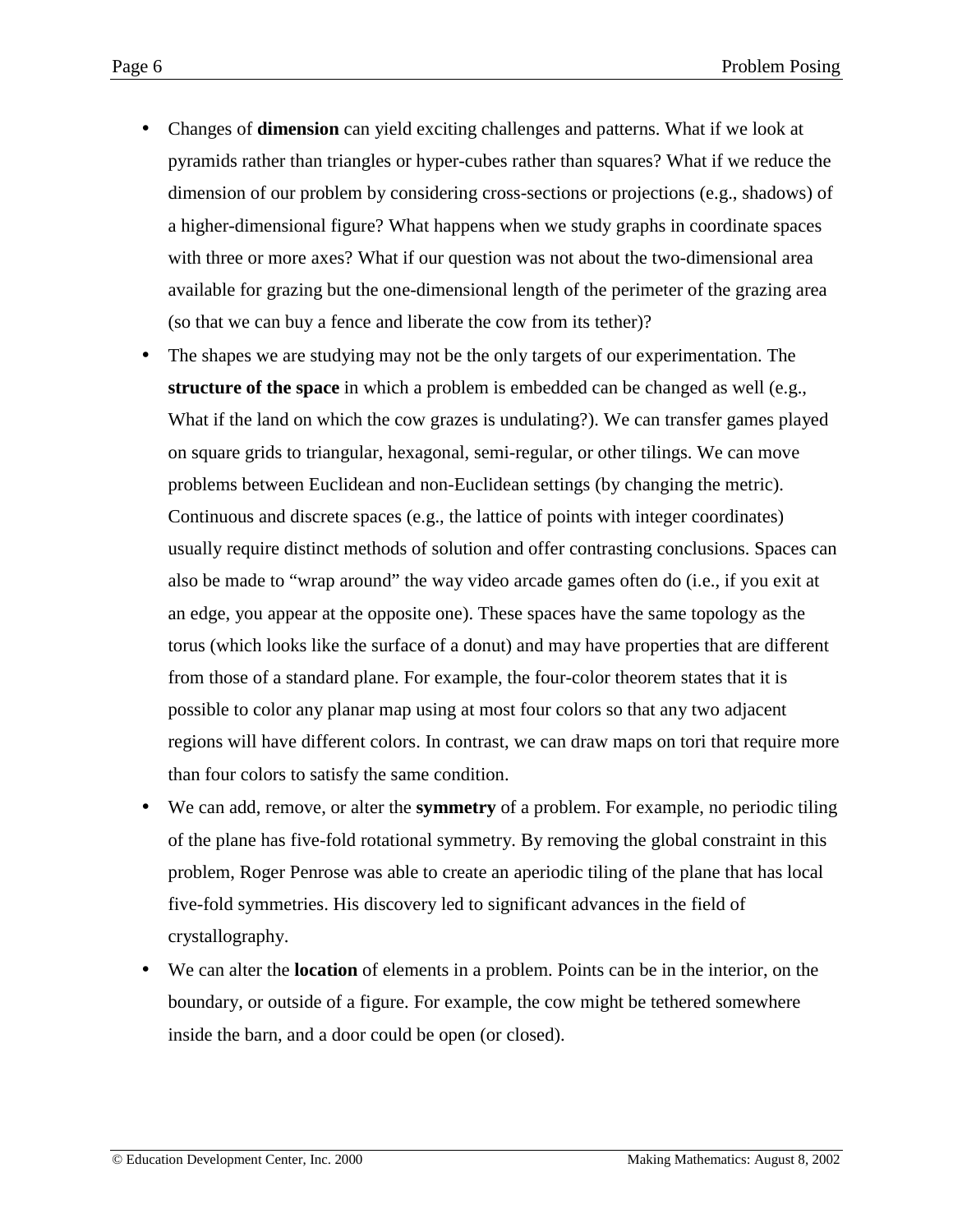- Changes of **dimension** can yield exciting challenges and patterns. What if we look at pyramids rather than triangles or hyper-cubes rather than squares? What if we reduce the dimension of our problem by considering cross-sections or projections (e.g., shadows) of a higher-dimensional figure? What happens when we study graphs in coordinate spaces with three or more axes? What if our question was not about the two-dimensional area available for grazing but the one-dimensional length of the perimeter of the grazing area (so that we can buy a fence and liberate the cow from its tether)?
- The shapes we are studying may not be the only targets of our experimentation. The **structure of the space** in which a problem is embedded can be changed as well (e.g., What if the land on which the cow grazes is undulating?). We can transfer games played on square grids to triangular, hexagonal, semi-regular, or other tilings. We can move problems between Euclidean and non-Euclidean settings (by changing the metric). Continuous and discrete spaces (e.g., the lattice of points with integer coordinates) usually require distinct methods of solution and offer contrasting conclusions. Spaces can also be made to "wrap around" the way video arcade games often do (i.e., if you exit at an edge, you appear at the opposite one). These spaces have the same topology as the torus (which looks like the surface of a donut) and may have properties that are different from those of a standard plane. For example, the four-color theorem states that it is possible to color any planar map using at most four colors so that any two adjacent regions will have different colors. In contrast, we can draw maps on tori that require more than four colors to satisfy the same condition.
- We can add, remove, or alter the **symmetry** of a problem. For example, no periodic tiling of the plane has five-fold rotational symmetry. By removing the global constraint in this problem, Roger Penrose was able to create an aperiodic tiling of the plane that has local five-fold symmetries. His discovery led to significant advances in the field of crystallography.
- We can alter the **location** of elements in a problem. Points can be in the interior, on the boundary, or outside of a figure. For example, the cow might be tethered somewhere inside the barn, and a door could be open (or closed).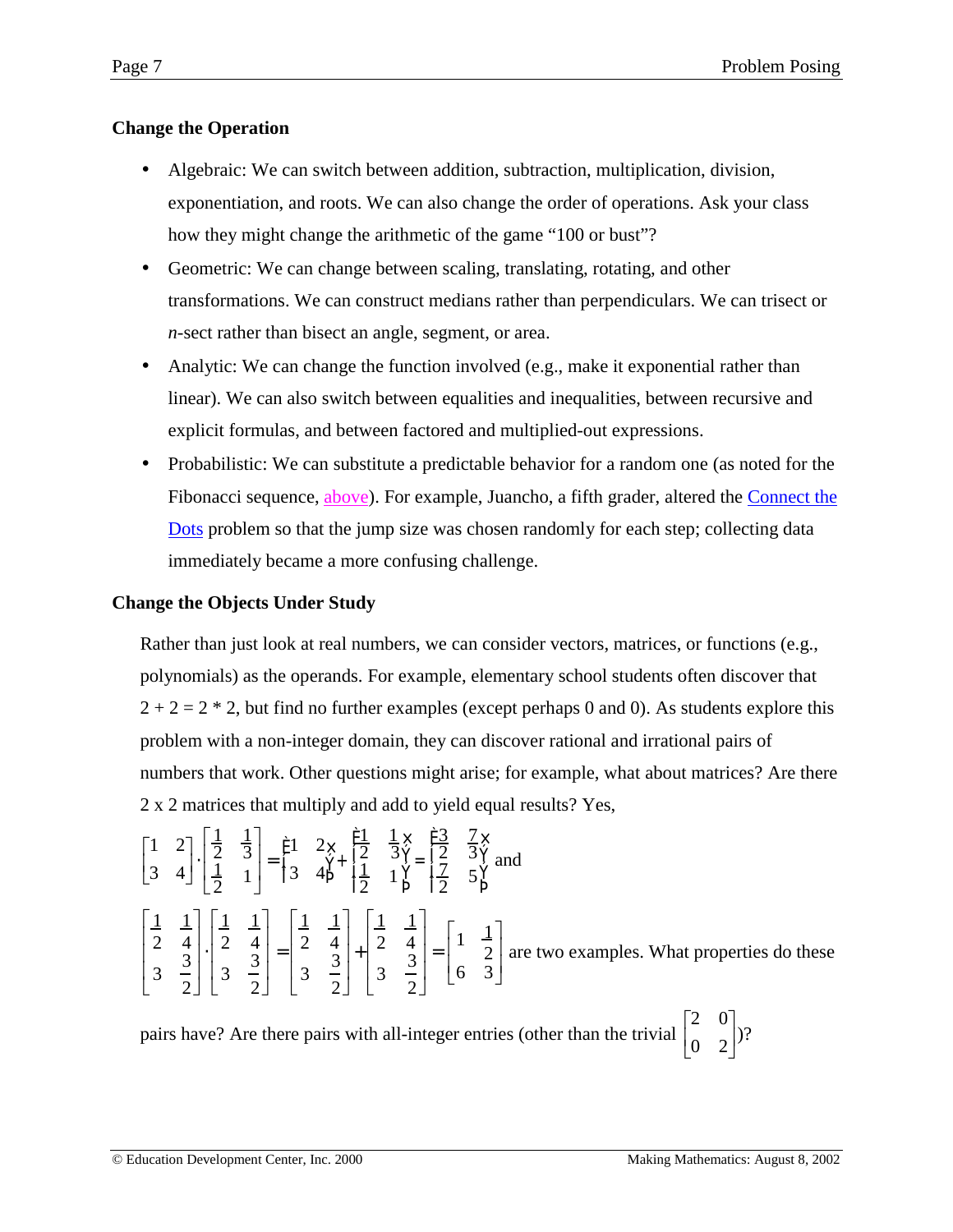### Change the Operation

- Algebraic: We can switch between addition, subtraction, multiplication, division, exponentiation, and roots. We can also change the order of operations. Ask your class how they might change the arithmetic of the game "100 or bust"?
- Geometric: We can change between scaling, translating, rotating, and other transformations. We can construct medians rather than perpendiculars. We can trisect or *n*-sect rather than bisect an angle, segment, or area.
- Analytic: We can change the function involved (e.g., make it exponential rather than linear). We can also switch between equalities and inequalities, between recursive and explicit formulas, and between factored and multiplied-out expressions.
- Probabilistic: We can substitute a predictable behavior for a random one (as noted for the Fibonacci sequence, above). For example, Juancho, a fifth grader, altered the Connect the Dots problem so that the jump size was chosen randomly for each step; collecting data immediately became a more confusing challenge.

### Change the Objects Under Study

Rather than just look at real numbers, we can consider vectors, matrices, or functions (e.g., polynomials) as the operands. For example, elementary school students often discover that $2 + 2 = 2 * 2$, but find no further examples (except perhaps 0 and 0). As students explore this problem with a non-integer domain, they can discover rational and irrational pairs of numbers that work. Other questions might arise; for example, what about matrices? Are there 2 x 2 matrices that multiply and add to yield equal results? Yes,

$$\begin{bmatrix} 1 & 2 \\ 3 & 4 \end{bmatrix} \cdot \begin{bmatrix} \frac{1}{2} & \frac{1}{3} \\ \frac{1}{2} & 1 \end{bmatrix} = \begin{bmatrix} 1 & 2 \\ 3 & 4 \end{bmatrix} + \begin{bmatrix} \frac{1}{2} & \frac{1}{3} \\ \frac{1}{2} & 1 \end{bmatrix} = \begin{bmatrix} \frac{3}{2} & \frac{7}{3} \\ \frac{7}{2} & 5 \end{bmatrix}$$ and

$$\begin{bmatrix} \frac{1}{2} & \frac{1}{4} \\ 3 & \frac{3}{2} \end{bmatrix} \cdot \begin{bmatrix} \frac{1}{2} & \frac{1}{4} \\ 3 & \frac{3}{2} \end{bmatrix} = \begin{bmatrix} \frac{1}{2} & \frac{1}{4} \\ 3 & \frac{3}{2} \end{bmatrix} + \begin{bmatrix} \frac{1}{2} & \frac{1}{4} \\ 3 & \frac{3}{2} \end{bmatrix} = \begin{bmatrix} 1 & \frac{1}{2} \\ 6 & 3 \end{bmatrix}$$ are two examples. What properties do these pairs have? Are there pairs with all-integer entries (other than the trivial $\begin{bmatrix} 2 & 0 \\ 0 & 2 \end{bmatrix}$)?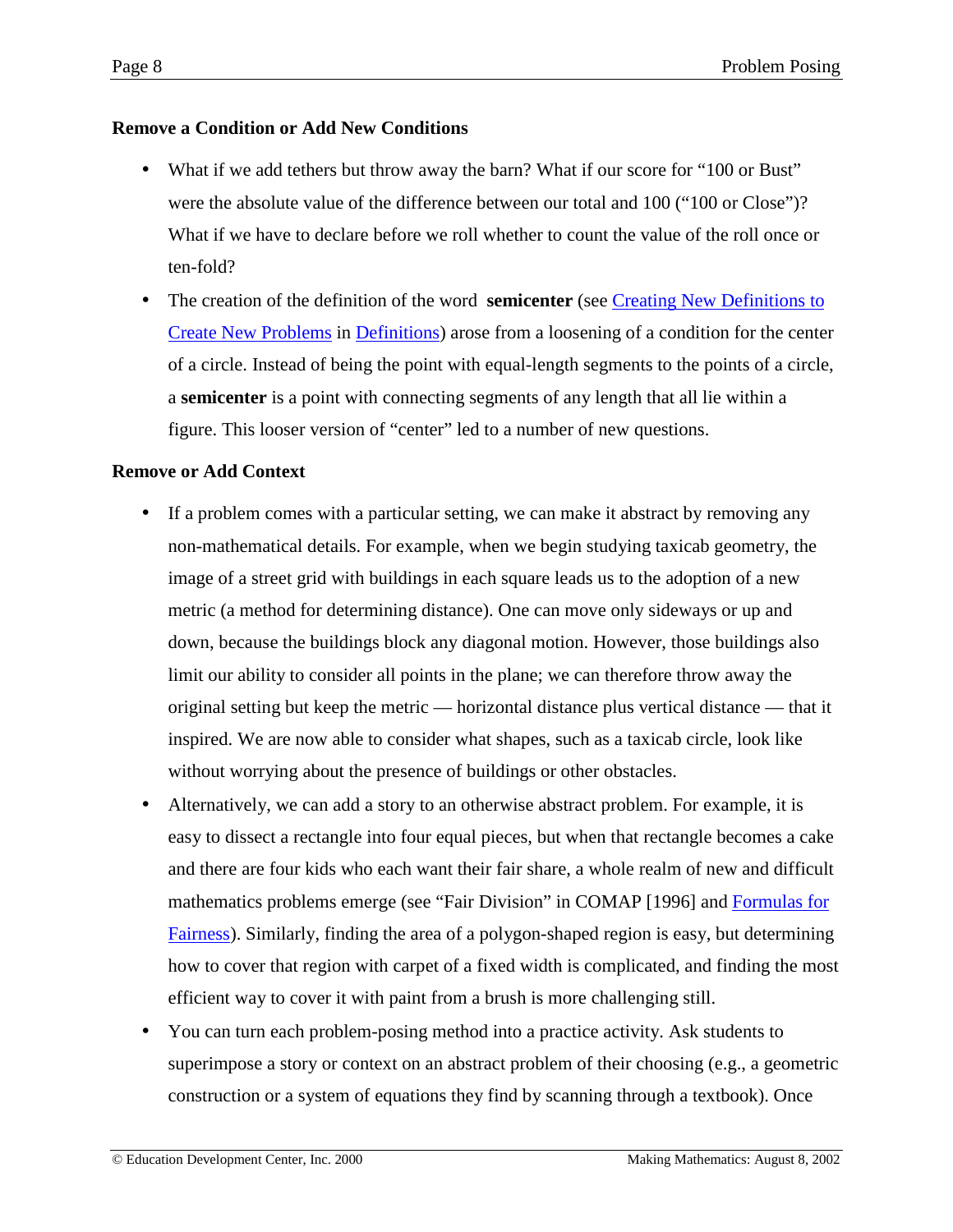**Remove a Condition or Add New Conditions**

- What if we add tethers but throw away the barn? What if our score for "100 or Bust" were the absolute value of the difference between our total and 100 ("100 or Close")? What if we have to declare before we roll whether to count the value of the roll once or ten-fold?
- The creation of the definition of the word **semicenter** (see Creating New Definitions to Create New Problems in Definitions) arose from a loosening of a condition for the center of a circle. Instead of being the point with equal-length segments to the points of a circle, a **semicenter** is a point with connecting segments of any length that all lie within a figure. This looser version of "center" led to a number of new questions.

**Remove or Add Context**

- If a problem comes with a particular setting, we can make it abstract by removing any non-mathematical details. For example, when we begin studying taxicab geometry, the image of a street grid with buildings in each square leads us to the adoption of a new metric (a method for determining distance). One can move only sideways or up and down, because the buildings block any diagonal motion. However, those buildings also limit our ability to consider all points in the plane; we can therefore throw away the original setting but keep the metric — horizontal distance plus vertical distance — that it inspired. We are now able to consider what shapes, such as a taxicab circle, look like without worrying about the presence of buildings or other obstacles.
- Alternatively, we can add a story to an otherwise abstract problem. For example, it is easy to dissect a rectangle into four equal pieces, but when that rectangle becomes a cake and there are four kids who each want their fair share, a whole realm of new and difficult mathematics problems emerge (see "Fair Division" in COMAP [1996] and Formulas for Fairness). Similarly, finding the area of a polygon-shaped region is easy, but determining how to cover that region with carpet of a fixed width is complicated, and finding the most efficient way to cover it with paint from a brush is more challenging still.
- You can turn each problem-posing method into a practice activity. Ask students to superimpose a story or context on an abstract problem of their choosing (e.g., a geometric construction or a system of equations they find by scanning through a textbook). Once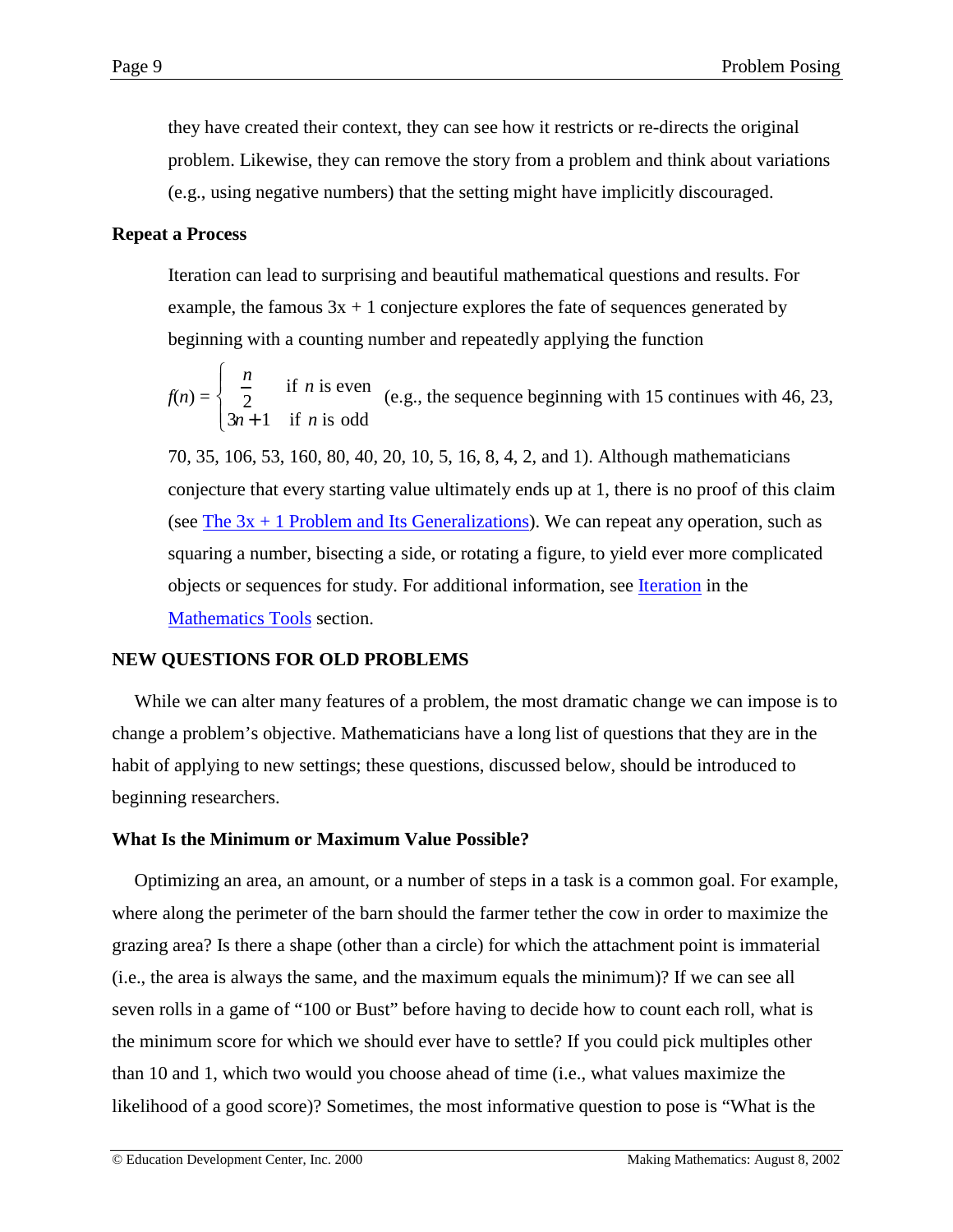they have created their context, they can see how it restricts or re-directs the original problem. Likewise, they can remove the story from a problem and think about variations (e.g., using negative numbers) that the setting might have implicitly discouraged.

**Repeat a Process**

Iteration can lead to surprising and beautiful mathematical questions and results. For example, the famous 3x + 1 conjecture explores the fate of sequences generated by beginning with a counting number and repeatedly applying the function

$f(n) = \begin{cases} \frac{n}{2} & \text{if } n \text{ is even} \\ 3n+1 & \text{if } n \text{ is odd} \end{cases}$ (e.g., the sequence beginning with 15 continues with 46, 23, 70, 35, 106, 53, 160, 80, 40, 20, 10, 5, 16, 8, 4, 2, and 1). Although mathematicians conjecture that every starting value ultimately ends up at 1, there is no proof of this claim (see The 3x + 1 Problem and Its Generalizations). We can repeat any operation, such as squaring a number, bisecting a side, or rotating a figure, to yield ever more complicated objects or sequences for study. For additional information, see Iteration in the Mathematics Tools section.

## NEW QUESTIONS FOR OLD PROBLEMS

While we can alter many features of a problem, the most dramatic change we can impose is to change a problem's objective. Mathematicians have a long list of questions that they are in the habit of applying to new settings; these questions, discussed below, should be introduced to beginning researchers.

**What Is the Minimum or Maximum Value Possible?**

Optimizing an area, an amount, or a number of steps in a task is a common goal. For example, where along the perimeter of the barn should the farmer tether the cow in order to maximize the grazing area? Is there a shape (other than a circle) for which the attachment point is immaterial (i.e., the area is always the same, and the maximum equals the minimum)? If we can see all seven rolls in a game of "100 or Bust" before having to decide how to count each roll, what is the minimum score for which we should ever have to settle? If you could pick multiples other than 10 and 1, which two would you choose ahead of time (i.e., what values maximize the likelihood of a good score)? Sometimes, the most informative question to pose is "What is the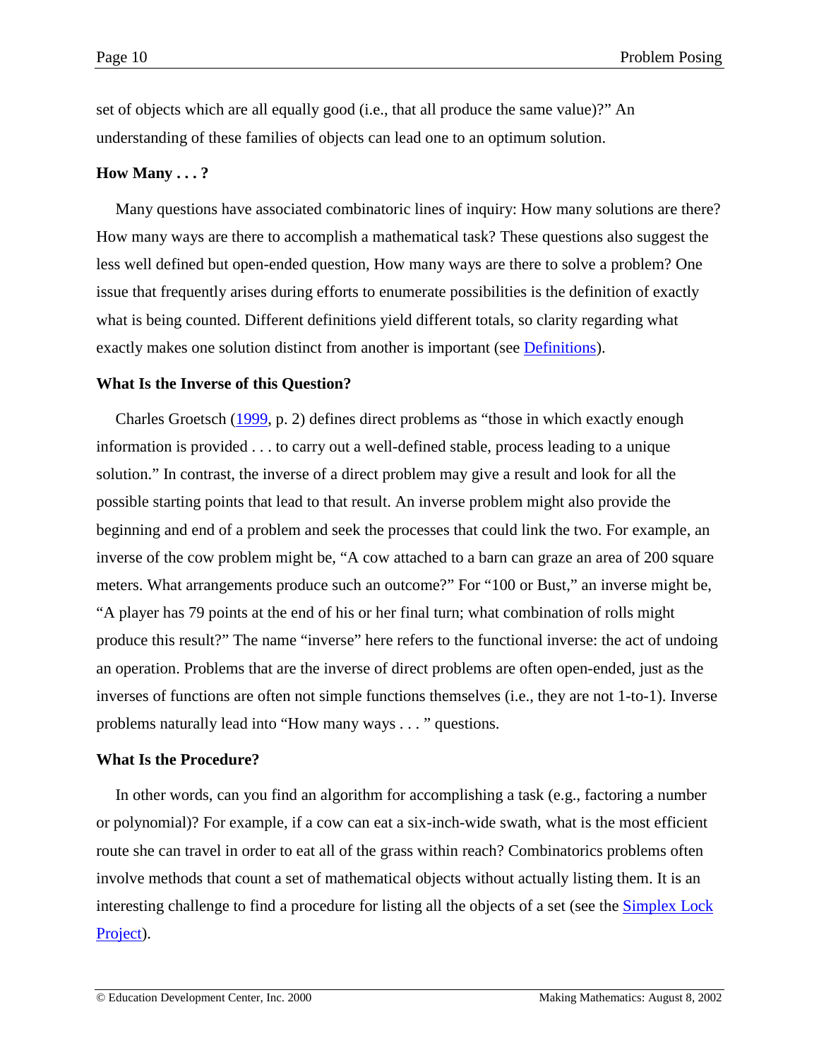set of objects which are all equally good (i.e., that all produce the same value)?" An understanding of these families of objects can lead one to an optimum solution.

**How Many . . . ?**

Many questions have associated combinatoric lines of inquiry: How many solutions are there? How many ways are there to accomplish a mathematical task? These questions also suggest the less well defined but open-ended question, How many ways are there to solve a problem? One issue that frequently arises during efforts to enumerate possibilities is the definition of exactly what is being counted. Different definitions yield different totals, so clarity regarding what exactly makes one solution distinct from another is important (see Definitions).

**What Is the Inverse of this Question?**

Charles Groetsch (1999, p. 2) defines direct problems as "those in which exactly enough information is provided . . . to carry out a well-defined stable, process leading to a unique solution." In contrast, the inverse of a direct problem may give a result and look for all the possible starting points that lead to that result. An inverse problem might also provide the beginning and end of a problem and seek the processes that could link the two. For example, an inverse of the cow problem might be, "A cow attached to a barn can graze an area of 200 square meters. What arrangements produce such an outcome?" For "100 or Bust," an inverse might be, "A player has 79 points at the end of his or her final turn; what combination of rolls might produce this result?" The name "inverse" here refers to the functional inverse: the act of undoing an operation. Problems that are the inverse of direct problems are often open-ended, just as the inverses of functions are often not simple functions themselves (i.e., they are not 1-to-1). Inverse problems naturally lead into "How many ways . . . " questions.

**What Is the Procedure?**

In other words, can you find an algorithm for accomplishing a task (e.g., factoring a number or polynomial)? For example, if a cow can eat a six-inch-wide swath, what is the most efficient route she can travel in order to eat all of the grass within reach? Combinatorics problems often involve methods that count a set of mathematical objects without actually listing them. It is an interesting challenge to find a procedure for listing all the objects of a set (see the Simplex Lock Project).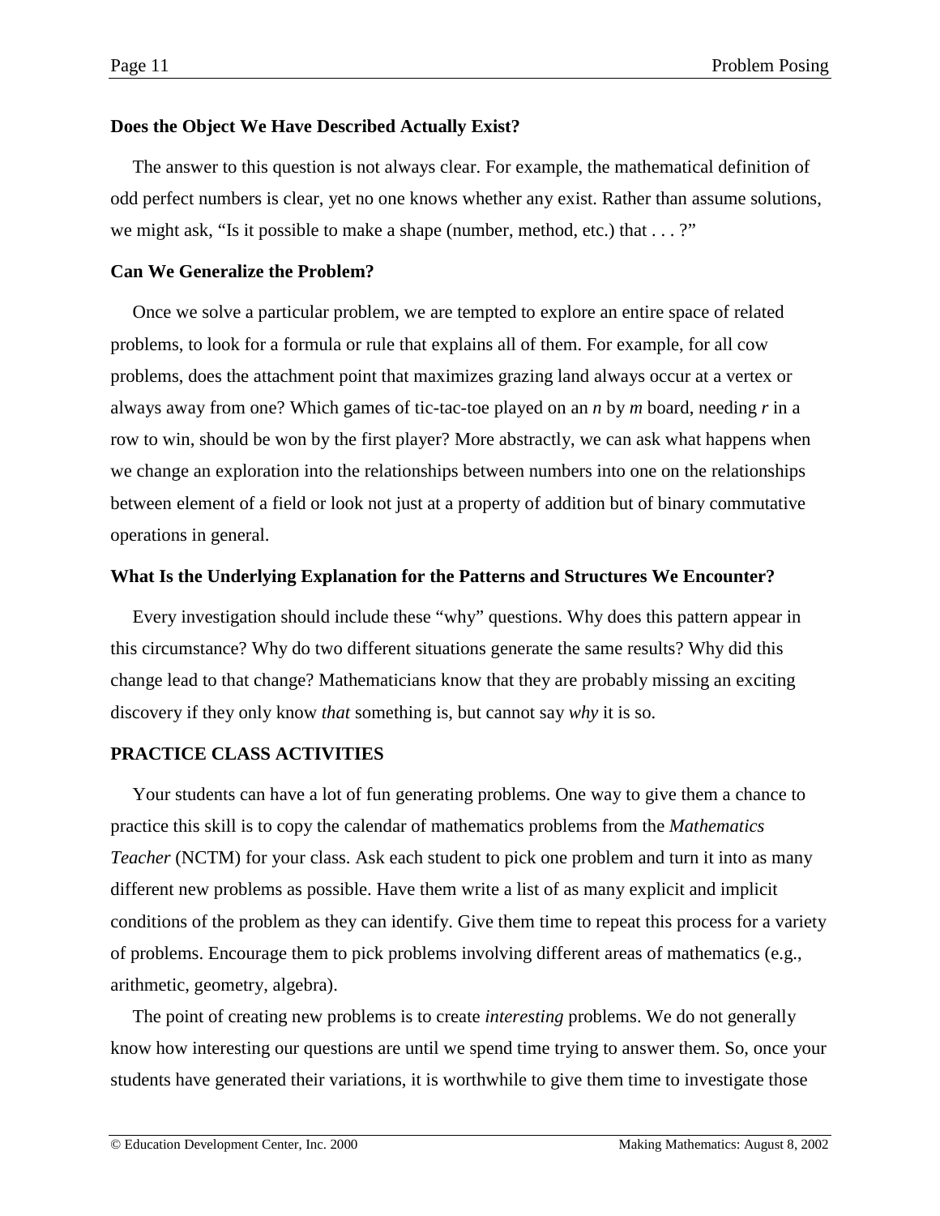### Does the Object We Have Described Actually Exist?

The answer to this question is not always clear. For example, the mathematical definition of odd perfect numbers is clear, yet no one knows whether any exist. Rather than assume solutions, we might ask, "Is it possible to make a shape (number, method, etc.) that . . . ?"

### Can We Generalize the Problem?

Once we solve a particular problem, we are tempted to explore an entire space of related problems, to look for a formula or rule that explains all of them. For example, for all cow problems, does the attachment point that maximizes grazing land always occur at a vertex or always away from one? Which games of tic-tac-toe played on an $n$ by $m$ board, needing $r$ in a row to win, should be won by the first player? More abstractly, we can ask what happens when we change an exploration into the relationships between numbers into one on the relationships between element of a field or look not just at a property of addition but of binary commutative operations in general.

### What Is the Underlying Explanation for the Patterns and Structures We Encounter?

Every investigation should include these "why" questions. Why does this pattern appear in this circumstance? Why do two different situations generate the same results? Why did this change lead to that change? Mathematicians know that they are probably missing an exciting discovery if they only know *that* something is, but cannot say *why* it is so.

## PRACTICE CLASS ACTIVITIES

Your students can have a lot of fun generating problems. One way to give them a chance to practice this skill is to copy the calendar of mathematics problems from the *Mathematics Teacher* (NCTM) for your class. Ask each student to pick one problem and turn it into as many different new problems as possible. Have them write a list of as many explicit and implicit conditions of the problem as they can identify. Give them time to repeat this process for a variety of problems. Encourage them to pick problems involving different areas of mathematics (e.g., arithmetic, geometry, algebra).

The point of creating new problems is to create *interesting* problems. We do not generally know how interesting our questions are until we spend time trying to answer them. So, once your students have generated their variations, it is worthwhile to give them time to investigate those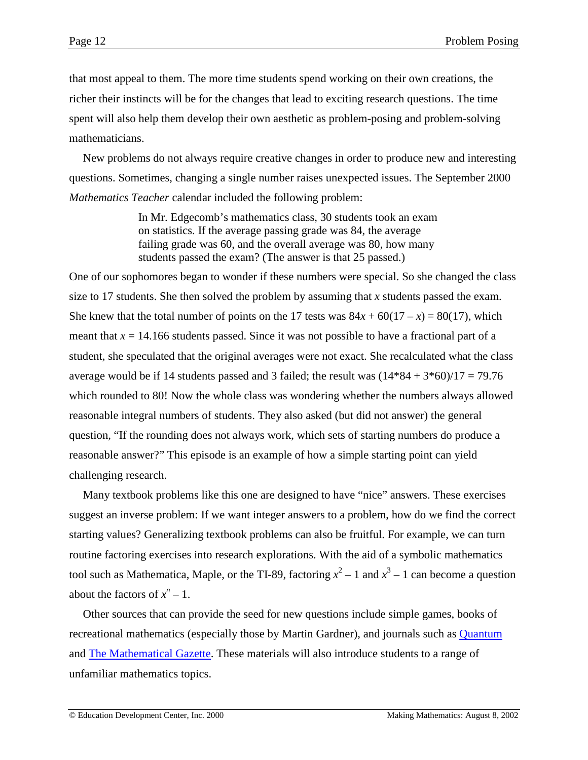that most appeal to them. The more time students spend working on their own creations, the richer their instincts will be for the changes that lead to exciting research questions. The time spent will also help them develop their own aesthetic as problem-posing and problem-solving mathematicians.

New problems do not always require creative changes in order to produce new and interesting questions. Sometimes, changing a single number raises unexpected issues. The September 2000 *Mathematics Teacher* calendar included the following problem:

> In Mr. Edgecomb's mathematics class, 30 students took an exam on statistics. If the average passing grade was 84, the average failing grade was 60, and the overall average was 80, how many students passed the exam? (The answer is that 25 passed.)

One of our sophomores began to wonder if these numbers were special. So she changed the class size to 17 students. She then solved the problem by assuming that $x$ students passed the exam. She knew that the total number of points on the 17 tests was $84x + 60(17 - x) = 80(17)$, which meant that $x = 14.166$ students passed. Since it was not possible to have a fractional part of a student, she speculated that the original averages were not exact. She recalculated what the class average would be if 14 students passed and 3 failed; the result was $(14*84 + 3*60)/17 = 79.76$ which rounded to 80! Now the whole class was wondering whether the numbers always allowed reasonable integral numbers of students. They also asked (but did not answer) the general question, "If the rounding does not always work, which sets of starting numbers do produce a reasonable answer?" This episode is an example of how a simple starting point can yield challenging research.

Many textbook problems like this one are designed to have "nice" answers. These exercises suggest an inverse problem: If we want integer answers to a problem, how do we find the correct starting values? Generalizing textbook problems can also be fruitful. For example, we can turn routine factoring exercises into research explorations. With the aid of a symbolic mathematics tool such as Mathematica, Maple, or the TI-89, factoring $x^2 - 1$ and $x^3 - 1$ can become a question about the factors of $x^n - 1$.

Other sources that can provide the seed for new questions include simple games, books of recreational mathematics (especially those by Martin Gardner), and journals such as Quantum and The Mathematical Gazette. These materials will also introduce students to a range of unfamiliar mathematics topics.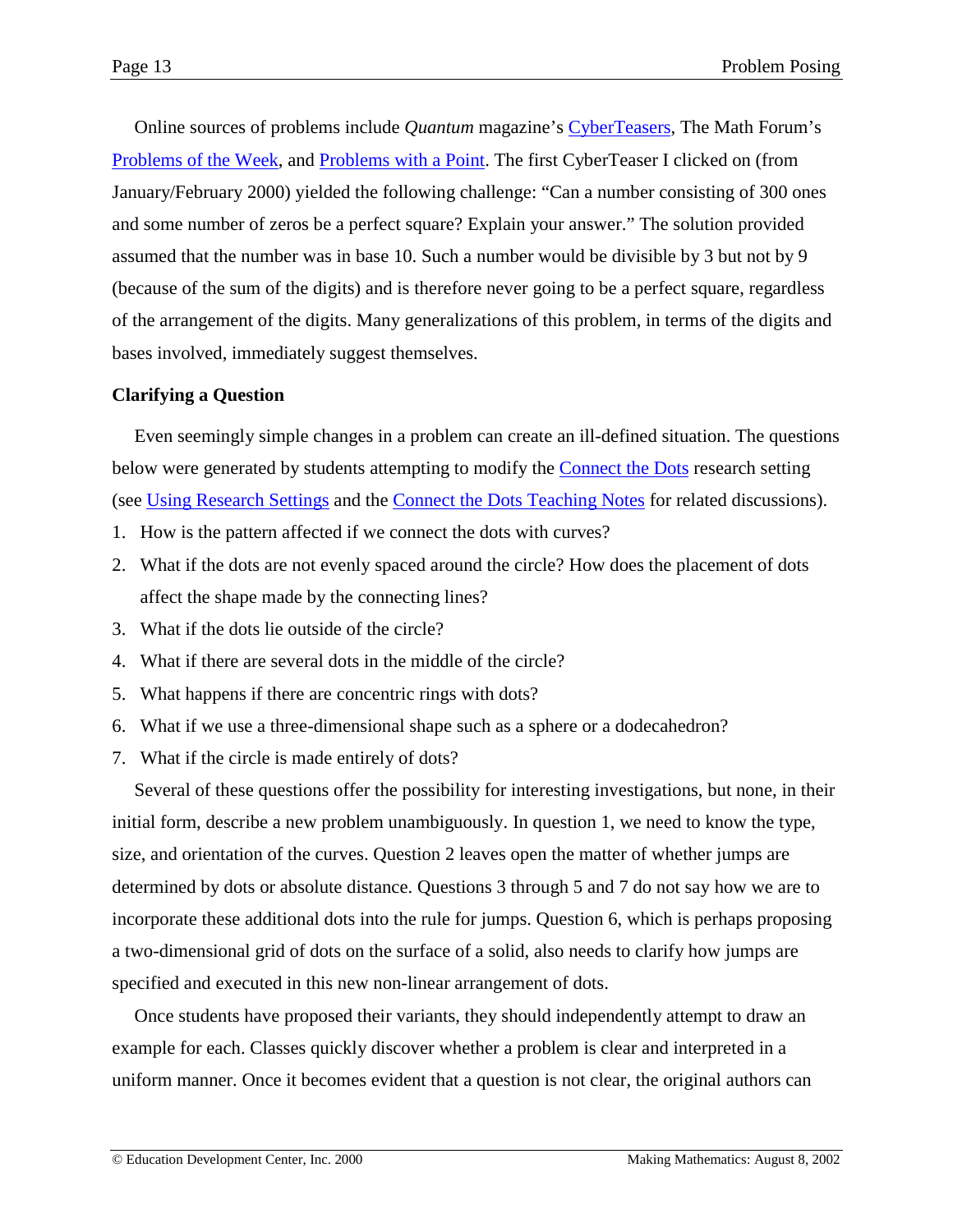Online sources of problems include *Quantum* magazine's CyberTeasers, The Math Forum's Problems of the Week, and Problems with a Point. The first CyberTeaser I clicked on (from January/February 2000) yielded the following challenge: "Can a number consisting of 300 ones and some number of zeros be a perfect square? Explain your answer." The solution provided assumed that the number was in base 10. Such a number would be divisible by 3 but not by 9 (because of the sum of the digits) and is therefore never going to be a perfect square, regardless of the arrangement of the digits. Many generalizations of this problem, in terms of the digits and bases involved, immediately suggest themselves.

**Clarifying a Question**

Even seemingly simple changes in a problem can create an ill-defined situation. The questions below were generated by students attempting to modify the Connect the Dots research setting (see Using Research Settings and the Connect the Dots Teaching Notes for related discussions).

1. How is the pattern affected if we connect the dots with curves?
2. What if the dots are not evenly spaced around the circle? How does the placement of dots affect the shape made by the connecting lines?
3. What if the dots lie outside of the circle?
4. What if there are several dots in the middle of the circle?
5. What happens if there are concentric rings with dots?
6. What if we use a three-dimensional shape such as a sphere or a dodecahedron?
7. What if the circle is made entirely of dots?

Several of these questions offer the possibility for interesting investigations, but none, in their initial form, describe a new problem unambiguously. In question 1, we need to know the type, size, and orientation of the curves. Question 2 leaves open the matter of whether jumps are determined by dots or absolute distance. Questions 3 through 5 and 7 do not say how we are to incorporate these additional dots into the rule for jumps. Question 6, which is perhaps proposing a two-dimensional grid of dots on the surface of a solid, also needs to clarify how jumps are specified and executed in this new non-linear arrangement of dots.

Once students have proposed their variants, they should independently attempt to draw an example for each. Classes quickly discover whether a problem is clear and interpreted in a uniform manner. Once it becomes evident that a question is not clear, the original authors can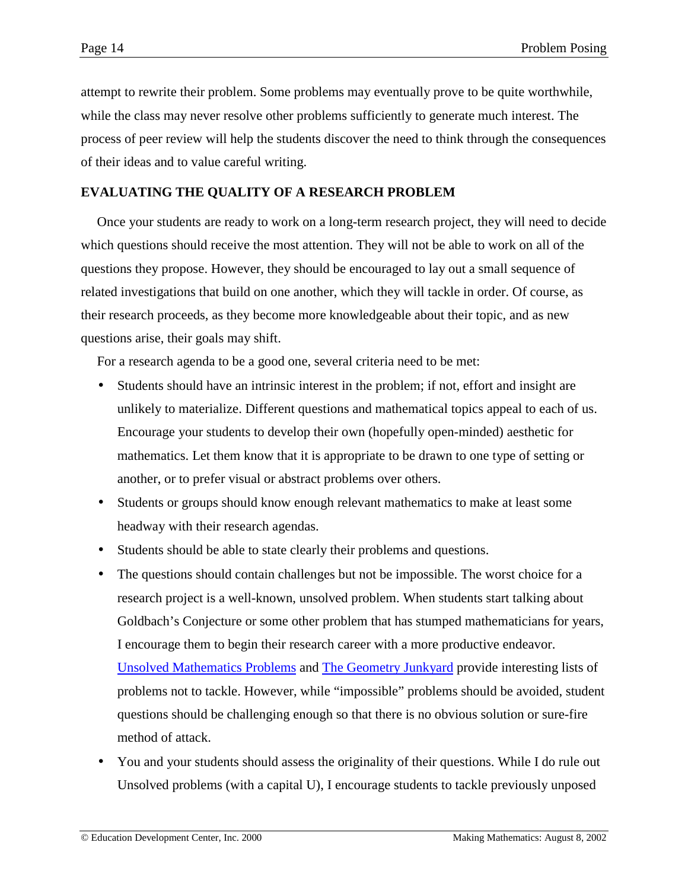attempt to rewrite their problem. Some problems may eventually prove to be quite worthwhile, while the class may never resolve other problems sufficiently to generate much interest. The process of peer review will help the students discover the need to think through the consequences of their ideas and to value careful writing.

## EVALUATING THE QUALITY OF A RESEARCH PROBLEM

Once your students are ready to work on a long-term research project, they will need to decide which questions should receive the most attention. They will not be able to work on all of the questions they propose. However, they should be encouraged to lay out a small sequence of related investigations that build on one another, which they will tackle in order. Of course, as their research proceeds, as they become more knowledgeable about their topic, and as new questions arise, their goals may shift.

For a research agenda to be a good one, several criteria need to be met:

- Students should have an intrinsic interest in the problem; if not, effort and insight are unlikely to materialize. Different questions and mathematical topics appeal to each of us. Encourage your students to develop their own (hopefully open-minded) aesthetic for mathematics. Let them know that it is appropriate to be drawn to one type of setting or another, or to prefer visual or abstract problems over others.
- Students or groups should know enough relevant mathematics to make at least some headway with their research agendas.
- Students should be able to state clearly their problems and questions.
- The questions should contain challenges but not be impossible. The worst choice for a research project is a well-known, unsolved problem. When students start talking about Goldbach's Conjecture or some other problem that has stumped mathematicians for years, I encourage them to begin their research career with a more productive endeavor. Unsolved Mathematics Problems and The Geometry Junkyard provide interesting lists of problems not to tackle. However, while "impossible" problems should be avoided, student questions should be challenging enough so that there is no obvious solution or sure-fire method of attack.
- You and your students should assess the originality of their questions. While I do rule out Unsolved problems (with a capital U), I encourage students to tackle previously unposed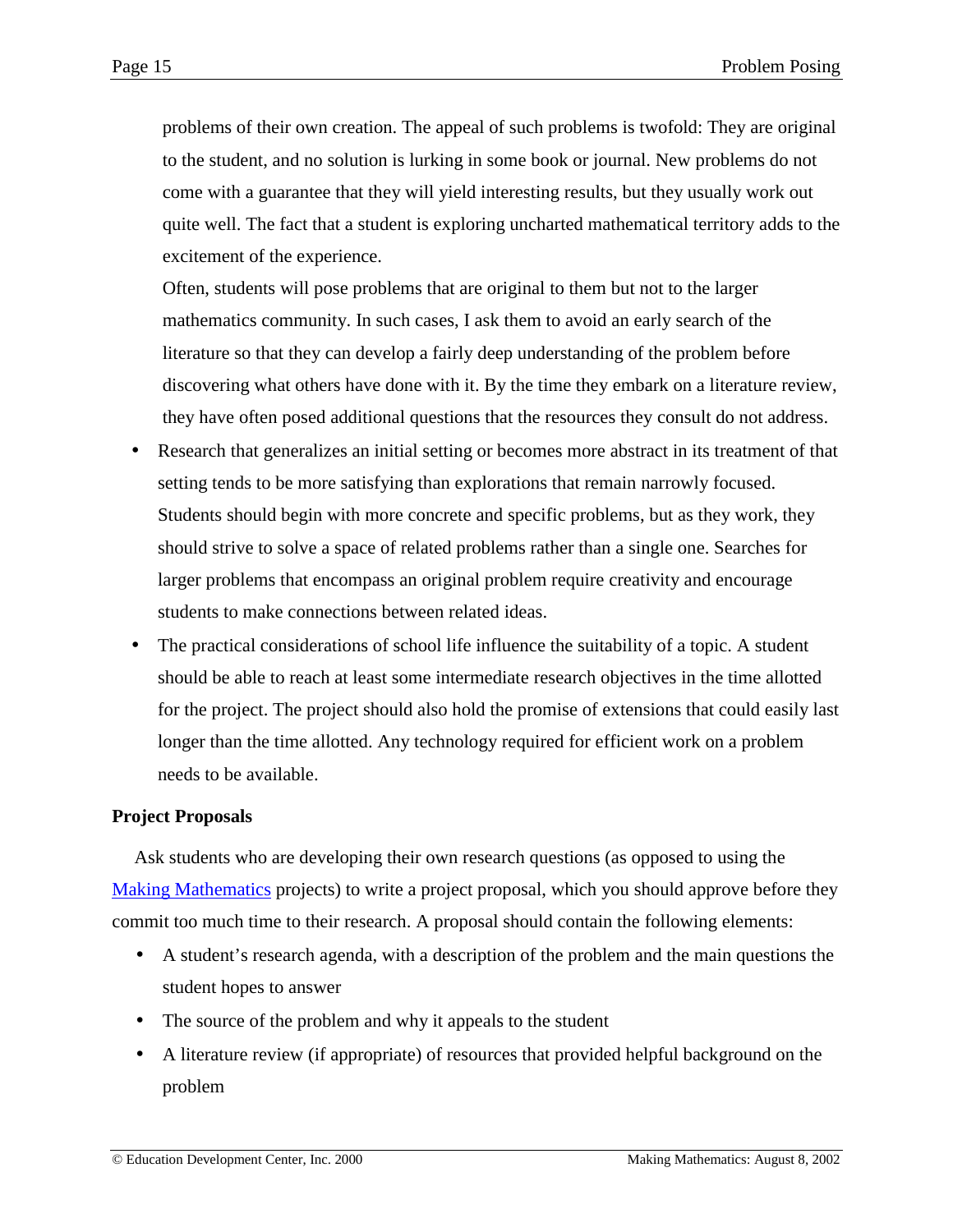problems of their own creation. The appeal of such problems is twofold: They are original to the student, and no solution is lurking in some book or journal. New problems do not come with a guarantee that they will yield interesting results, but they usually work out quite well. The fact that a student is exploring uncharted mathematical territory adds to the excitement of the experience.

Often, students will pose problems that are original to them but not to the larger mathematics community. In such cases, I ask them to avoid an early search of the literature so that they can develop a fairly deep understanding of the problem before discovering what others have done with it. By the time they embark on a literature review, they have often posed additional questions that the resources they consult do not address.

- Research that generalizes an initial setting or becomes more abstract in its treatment of that setting tends to be more satisfying than explorations that remain narrowly focused. Students should begin with more concrete and specific problems, but as they work, they should strive to solve a space of related problems rather than a single one. Searches for larger problems that encompass an original problem require creativity and encourage students to make connections between related ideas.
- The practical considerations of school life influence the suitability of a topic. A student should be able to reach at least some intermediate research objectives in the time allotted for the project. The project should also hold the promise of extensions that could easily last longer than the time allotted. Any technology required for efficient work on a problem needs to be available.

**Project Proposals**

Ask students who are developing their own research questions (as opposed to using the Making Mathematics projects) to write a project proposal, which you should approve before they commit too much time to their research. A proposal should contain the following elements:

- A student's research agenda, with a description of the problem and the main questions the student hopes to answer
- The source of the problem and why it appeals to the student
- A literature review (if appropriate) of resources that provided helpful background on the problem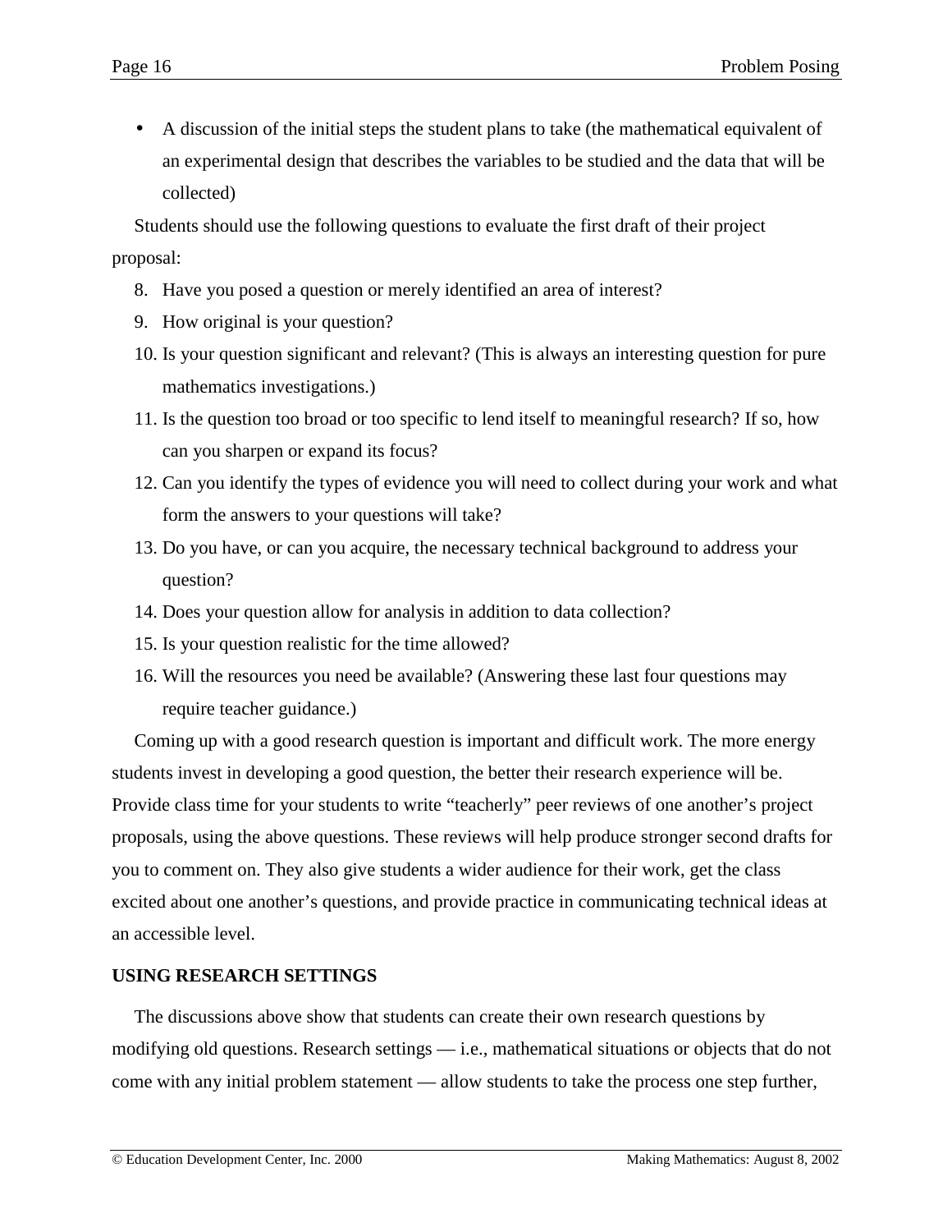- A discussion of the initial steps the student plans to take (the mathematical equivalent of an experimental design that describes the variables to be studied and the data that will be collected)

Students should use the following questions to evaluate the first draft of their project proposal:

8. Have you posed a question or merely identified an area of interest?
9. How original is your question?
10. Is your question significant and relevant? (This is always an interesting question for pure mathematics investigations.)
11. Is the question too broad or too specific to lend itself to meaningful research? If so, how can you sharpen or expand its focus?
12. Can you identify the types of evidence you will need to collect during your work and what form the answers to your questions will take?
13. Do you have, or can you acquire, the necessary technical background to address your question?
14. Does your question allow for analysis in addition to data collection?
15. Is your question realistic for the time allowed?
16. Will the resources you need be available? (Answering these last four questions may require teacher guidance.)

Coming up with a good research question is important and difficult work. The more energy students invest in developing a good question, the better their research experience will be. Provide class time for your students to write "teacherly" peer reviews of one another's project proposals, using the above questions. These reviews will help produce stronger second drafts for you to comment on. They also give students a wider audience for their work, get the class excited about one another's questions, and provide practice in communicating technical ideas at an accessible level.

**USING RESEARCH SETTINGS**

The discussions above show that students can create their own research questions by modifying old questions. Research settings — i.e., mathematical situations or objects that do not come with any initial problem statement — allow students to take the process one step further,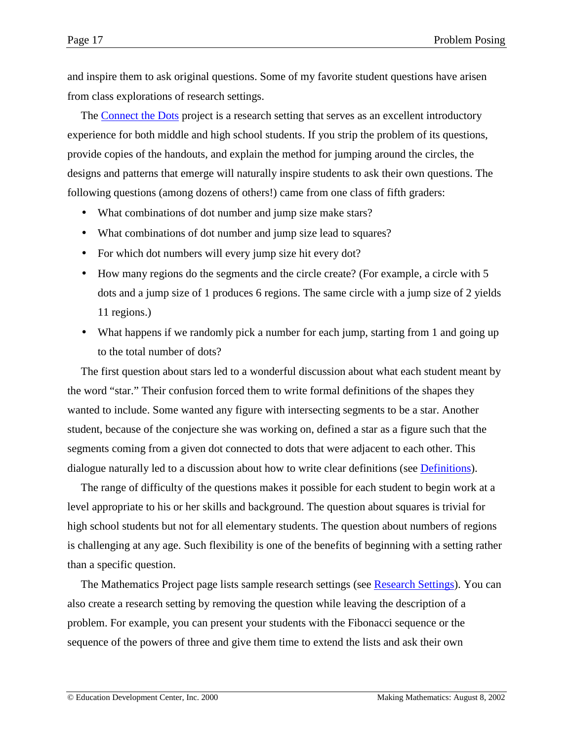and inspire them to ask original questions. Some of my favorite student questions have arisen from class explorations of research settings.

The Connect the Dots project is a research setting that serves as an excellent introductory experience for both middle and high school students. If you strip the problem of its questions, provide copies of the handouts, and explain the method for jumping around the circles, the designs and patterns that emerge will naturally inspire students to ask their own questions. The following questions (among dozens of others!) came from one class of fifth graders:

- What combinations of dot number and jump size make stars?
- What combinations of dot number and jump size lead to squares?
- For which dot numbers will every jump size hit every dot?
- How many regions do the segments and the circle create? (For example, a circle with 5 dots and a jump size of 1 produces 6 regions. The same circle with a jump size of 2 yields 11 regions.)
- What happens if we randomly pick a number for each jump, starting from 1 and going up to the total number of dots?

The first question about stars led to a wonderful discussion about what each student meant by the word "star." Their confusion forced them to write formal definitions of the shapes they wanted to include. Some wanted any figure with intersecting segments to be a star. Another student, because of the conjecture she was working on, defined a star as a figure such that the segments coming from a given dot connected to dots that were adjacent to each other. This dialogue naturally led to a discussion about how to write clear definitions (see Definitions).

The range of difficulty of the questions makes it possible for each student to begin work at a level appropriate to his or her skills and background. The question about squares is trivial for high school students but not for all elementary students. The question about numbers of regions is challenging at any age. Such flexibility is one of the benefits of beginning with a setting rather than a specific question.

The Mathematics Project page lists sample research settings (see Research Settings). You can also create a research setting by removing the question while leaving the description of a problem. For example, you can present your students with the Fibonacci sequence or the sequence of the powers of three and give them time to extend the lists and ask their own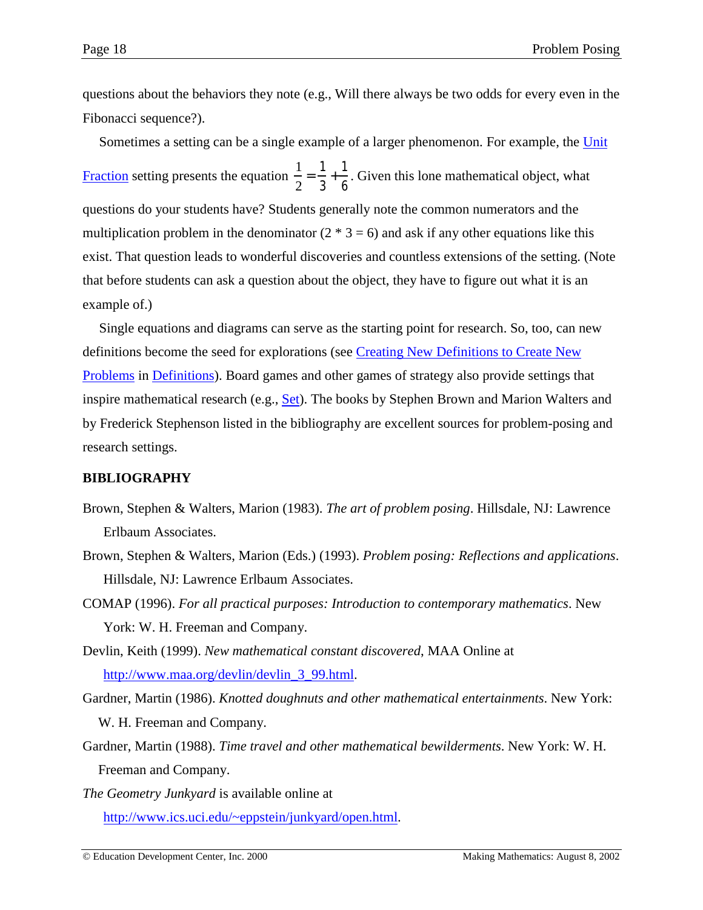questions about the behaviors they note (e.g., Will there always be two odds for every even in the Fibonacci sequence?).

Sometimes a setting can be a single example of a larger phenomenon. For example, the Unit Fraction setting presents the equation $\frac{1}{2} = \frac{1}{3} + \frac{1}{6}$. Given this lone mathematical object, what questions do your students have? Students generally note the common numerators and the multiplication problem in the denominator (2 * 3 = 6) and ask if any other equations like this exist. That question leads to wonderful discoveries and countless extensions of the setting. (Note that before students can ask a question about the object, they have to figure out what it is an example of.)

Single equations and diagrams can serve as the starting point for research. So, too, can new definitions become the seed for explorations (see Creating New Definitions to Create New Problems in Definitions). Board games and other games of strategy also provide settings that inspire mathematical research (e.g., Set). The books by Stephen Brown and Marion Walters and by Frederick Stephenson listed in the bibliography are excellent sources for problem-posing and research settings.

**BIBLIOGRAPHY**

Brown, Stephen & Walters, Marion (1983). *The art of problem posing*. Hillsdale, NJ: Lawrence Erlbaum Associates.

Brown, Stephen & Walters, Marion (Eds.) (1993). *Problem posing: Reflections and applications*. Hillsdale, NJ: Lawrence Erlbaum Associates.

COMAP (1996). *For all practical purposes: Introduction to contemporary mathematics*. New York: W. H. Freeman and Company.

Devlin, Keith (1999). *New mathematical constant discovered*, MAA Online at http://www.maa.org/devlin/devlin_3_99.html.

Gardner, Martin (1986). *Knotted doughnuts and other mathematical entertainments*. New York: W. H. Freeman and Company.

Gardner, Martin (1988). *Time travel and other mathematical bewilderments*. New York: W. H. Freeman and Company.

*The Geometry Junkyard* is available online at http://www.ics.uci.edu/~eppstein/junkyard/open.html.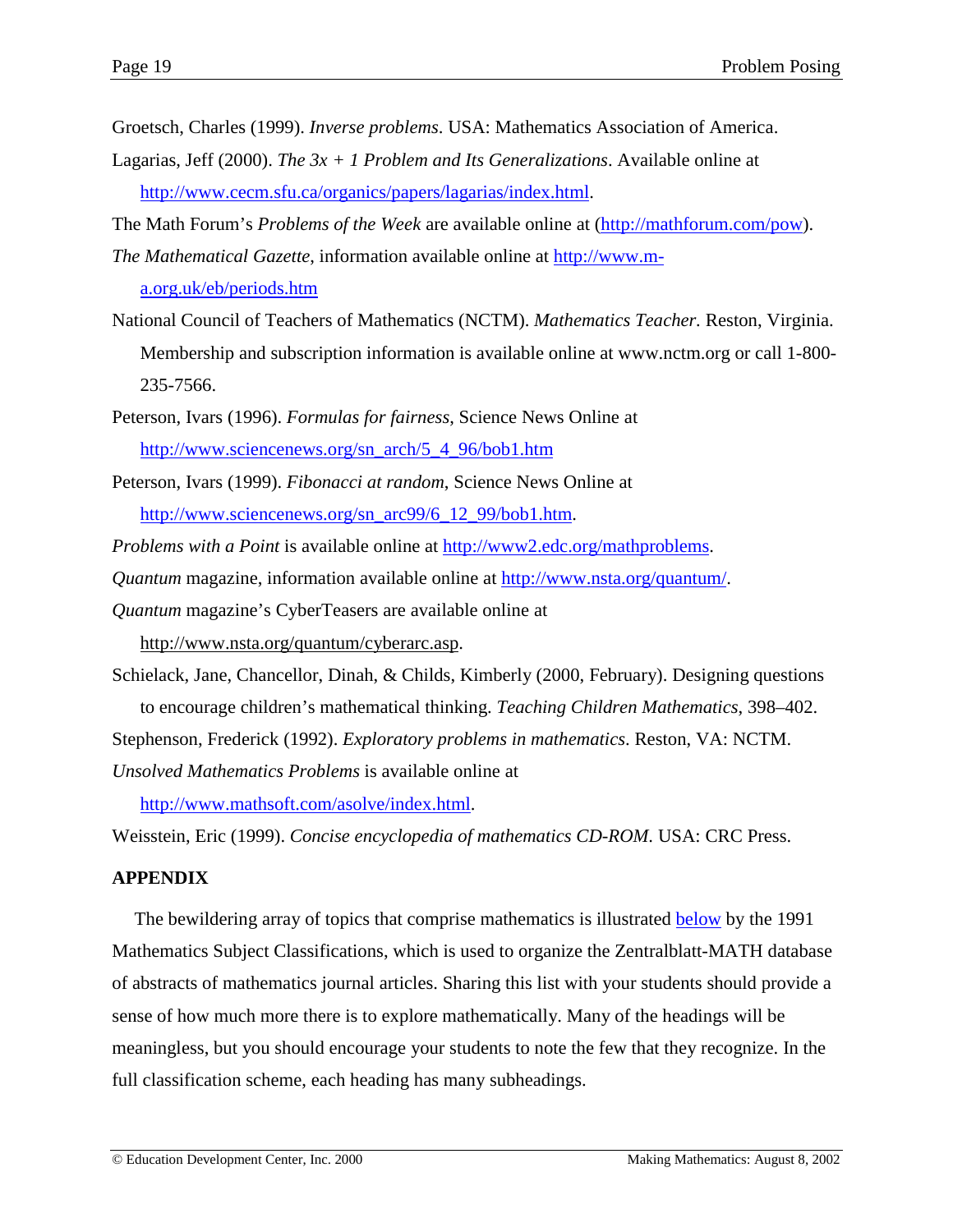Groetsch, Charles (1999). *Inverse problems*. USA: Mathematics Association of America.

Lagarias, Jeff (2000). *The 3x + 1 Problem and Its Generalizations*. Available online at http://www.cecm.sfu.ca/organics/papers/lagarias/index.html.

The Math Forum's *Problems of the Week* are available online at (http://mathforum.com/pow).

*The Mathematical Gazette*, information available online at http://www.m-a.org.uk/eb/periods.htm

National Council of Teachers of Mathematics (NCTM). *Mathematics Teacher.* Reston, Virginia. Membership and subscription information is available online at www.nctm.org or call 1-800-235-7566.

Peterson, Ivars (1996). *Formulas for fairness*, Science News Online at http://www.sciencenews.org/sn_arch/5_4_96/bob1.htm

Peterson, Ivars (1999). *Fibonacci at random*, Science News Online at http://www.sciencenews.org/sn_arc99/6_12_99/bob1.htm.

*Problems with a Point* is available online at http://www2.edc.org/mathproblems.

*Quantum* magazine, information available online at http://www.nsta.org/quantum/.

*Quantum* magazine's CyberTeasers are available online at http://www.nsta.org/quantum/cyberarc.asp.

Schielack, Jane, Chancellor, Dinah, & Childs, Kimberly (2000, February). Designing questions to encourage children's mathematical thinking. *Teaching Children Mathematics*, 398–402.

Stephenson, Frederick (1992). *Exploratory problems in mathematics*. Reston, VA: NCTM.

*Unsolved Mathematics Problems* is available online at http://www.mathsoft.com/asolve/index.html.

Weisstein, Eric (1999). *Concise encyclopedia of mathematics CD-ROM*. USA: CRC Press.

**APPENDIX**

The bewildering array of topics that comprise mathematics is illustrated below by the 1991 Mathematics Subject Classifications, which is used to organize the Zentralblatt-MATH database of abstracts of mathematics journal articles. Sharing this list with your students should provide a sense of how much more there is to explore mathematically. Many of the headings will be meaningless, but you should encourage your students to note the few that they recognize. In the full classification scheme, each heading has many subheadings.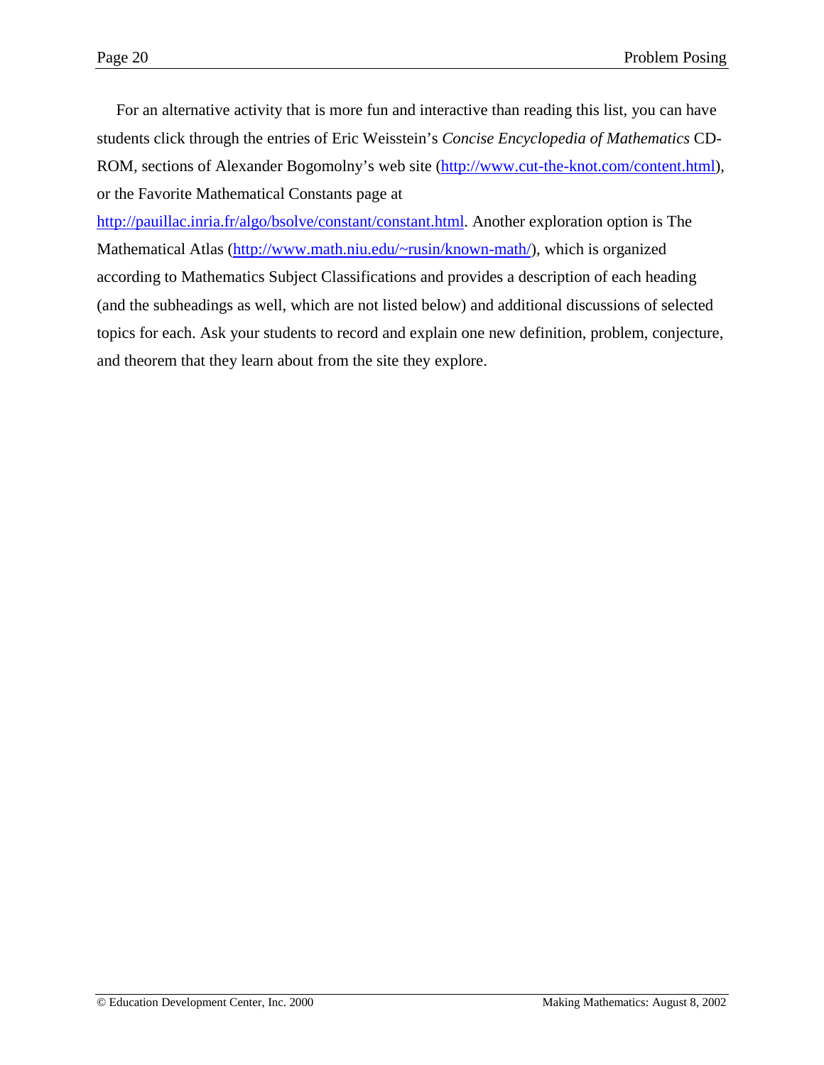For an alternative activity that is more fun and interactive than reading this list, you can have students click through the entries of Eric Weisstein's *Concise Encyclopedia of Mathematics* CD-ROM, sections of Alexander Bogomolny's web site (http://www.cut-the-knot.com/content.html), or the Favorite Mathematical Constants page at http://pauillac.inria.fr/algo/bsolve/constant/constant.html. Another exploration option is The Mathematical Atlas (http://www.math.niu.edu/~rusin/known-math/), which is organized according to Mathematics Subject Classifications and provides a description of each heading (and the subheadings as well, which are not listed below) and additional discussions of selected topics for each. Ask your students to record and explain one new definition, problem, conjecture, and theorem that they learn about from the site they explore.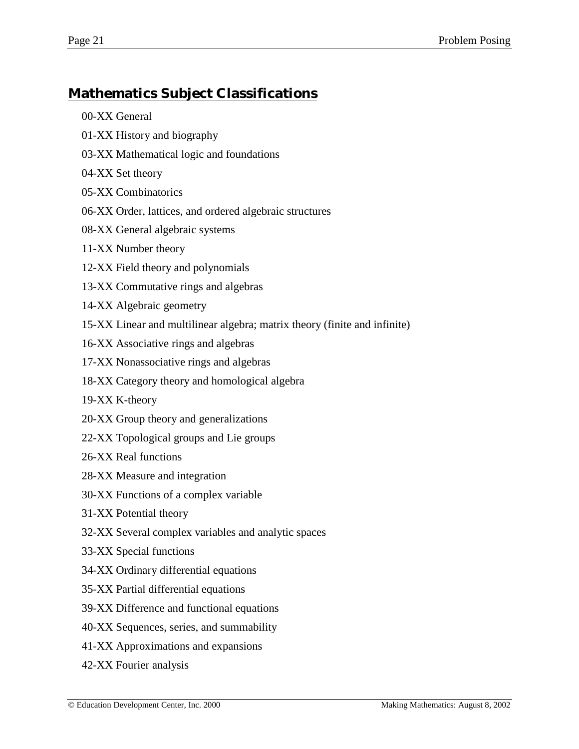## Mathematics Subject Classifications

00-XX General

01-XX History and biography

03-XX Mathematical logic and foundations

04-XX Set theory

05-XX Combinatorics

06-XX Order, lattices, and ordered algebraic structures

08-XX General algebraic systems

11-XX Number theory

12-XX Field theory and polynomials

13-XX Commutative rings and algebras

14-XX Algebraic geometry

15-XX Linear and multilinear algebra; matrix theory (finite and infinite)

16-XX Associative rings and algebras

17-XX Nonassociative rings and algebras

18-XX Category theory and homological algebra

19-XX K-theory

20-XX Group theory and generalizations

22-XX Topological groups and Lie groups

26-XX Real functions

28-XX Measure and integration

30-XX Functions of a complex variable

31-XX Potential theory

32-XX Several complex variables and analytic spaces

33-XX Special functions

34-XX Ordinary differential equations

35-XX Partial differential equations

39-XX Difference and functional equations

40-XX Sequences, series, and summability

41-XX Approximations and expansions

42-XX Fourier analysis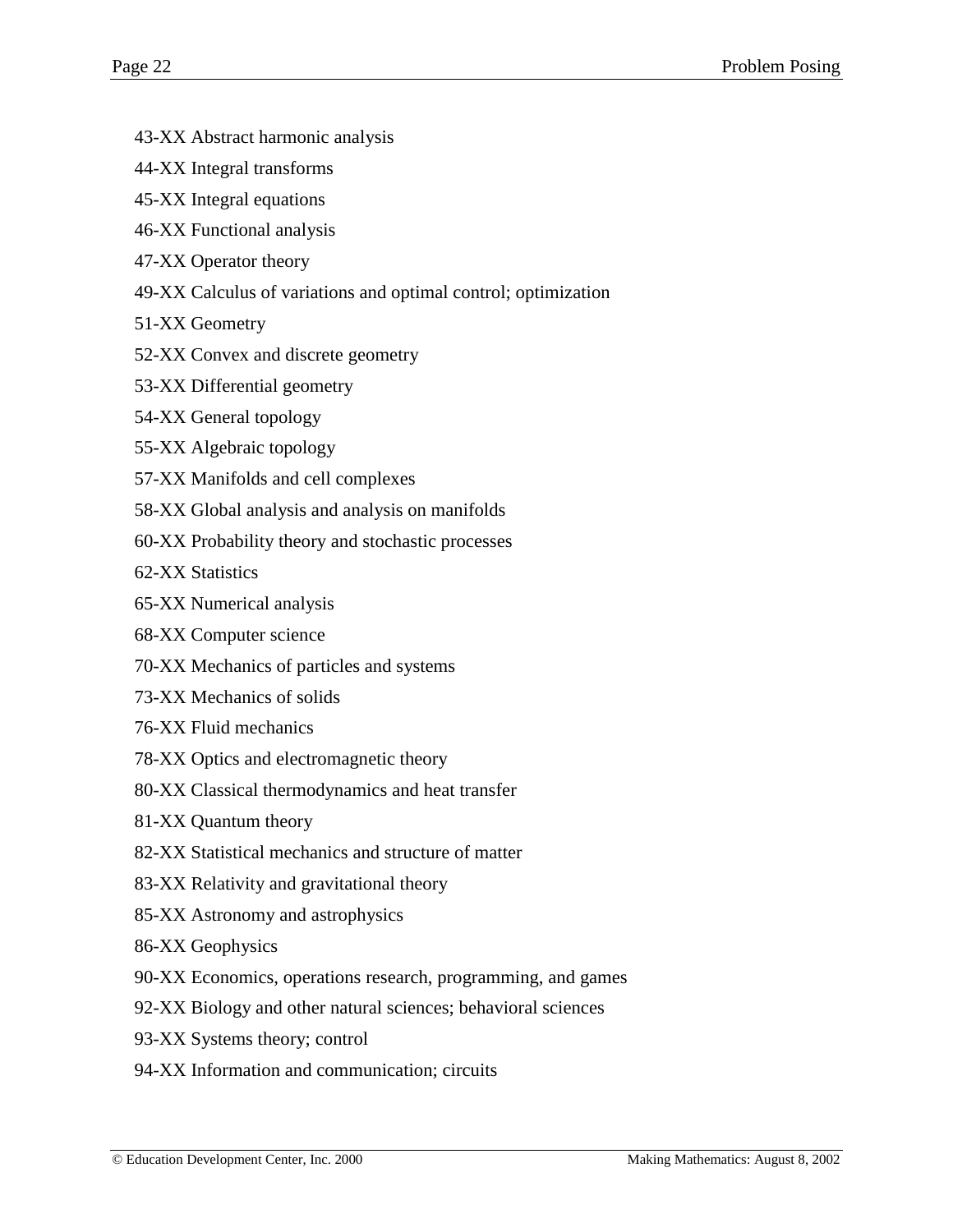43-XX Abstract harmonic analysis

44-XX Integral transforms

45-XX Integral equations

46-XX Functional analysis

47-XX Operator theory

49-XX Calculus of variations and optimal control; optimization

51-XX Geometry

52-XX Convex and discrete geometry

53-XX Differential geometry

54-XX General topology

55-XX Algebraic topology

57-XX Manifolds and cell complexes

58-XX Global analysis and analysis on manifolds

60-XX Probability theory and stochastic processes

62-XX Statistics

65-XX Numerical analysis

68-XX Computer science

70-XX Mechanics of particles and systems

73-XX Mechanics of solids

76-XX Fluid mechanics

78-XX Optics and electromagnetic theory

80-XX Classical thermodynamics and heat transfer

81-XX Quantum theory

82-XX Statistical mechanics and structure of matter

83-XX Relativity and gravitational theory

85-XX Astronomy and astrophysics

86-XX Geophysics

90-XX Economics, operations research, programming, and games

92-XX Biology and other natural sciences; behavioral sciences

93-XX Systems theory; control

94-XX Information and communication; circuits